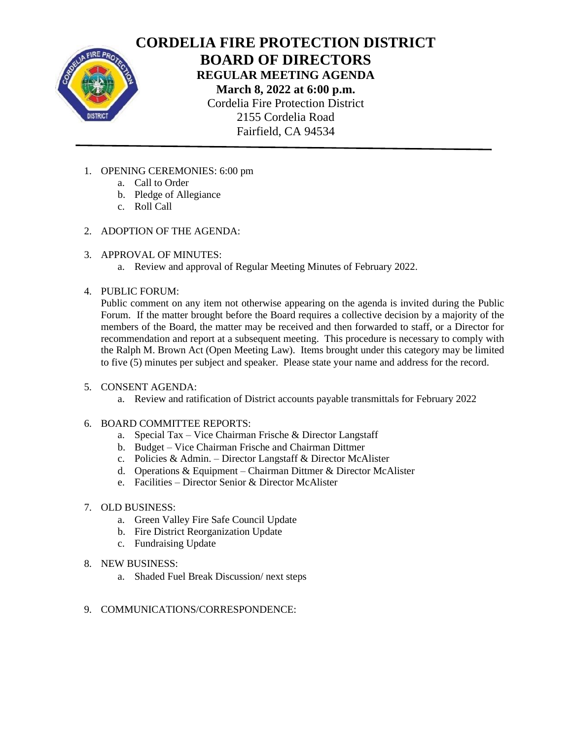# CORDELIA FIRE PROTECTION DISTRICT
# BOARD OF DIRECTORS
## REGULAR MEETING AGENDA
**March 8, 2022 at 6:00 p.m.**

Cordelia Fire Protection District
2155 Cordelia Road
Fairfield, CA 94534

---

1. OPENING CEREMONIES: 6:00 pm
   a. Call to Order
   b. Pledge of Allegiance
   c. Roll Call

2. ADOPTION OF THE AGENDA:

3. APPROVAL OF MINUTES:
   a. Review and approval of Regular Meeting Minutes of February 2022.

4. PUBLIC FORUM:
   Public comment on any item not otherwise appearing on the agenda is invited during the Public Forum. If the matter brought before the Board requires a collective decision by a majority of the members of the Board, the matter may be received and then forwarded to staff, or a Director for recommendation and report at a subsequent meeting. This procedure is necessary to comply with the Ralph M. Brown Act (Open Meeting Law). Items brought under this category may be limited to five (5) minutes per subject and speaker. Please state your name and address for the record.

5. CONSENT AGENDA:
   a. Review and ratification of District accounts payable transmittals for February 2022

6. BOARD COMMITTEE REPORTS:
   a. Special Tax – Vice Chairman Frische & Director Langstaff
   b. Budget – Vice Chairman Frische and Chairman Dittmer
   c. Policies & Admin. – Director Langstaff & Director McAlister
   d. Operations & Equipment – Chairman Dittmer & Director McAlister
   e. Facilities – Director Senior & Director McAlister

7. OLD BUSINESS:
   a. Green Valley Fire Safe Council Update
   b. Fire District Reorganization Update
   c. Fundraising Update

8. NEW BUSINESS:
   a. Shaded Fuel Break Discussion/ next steps

9. COMMUNICATIONS/CORRESPONDENCE: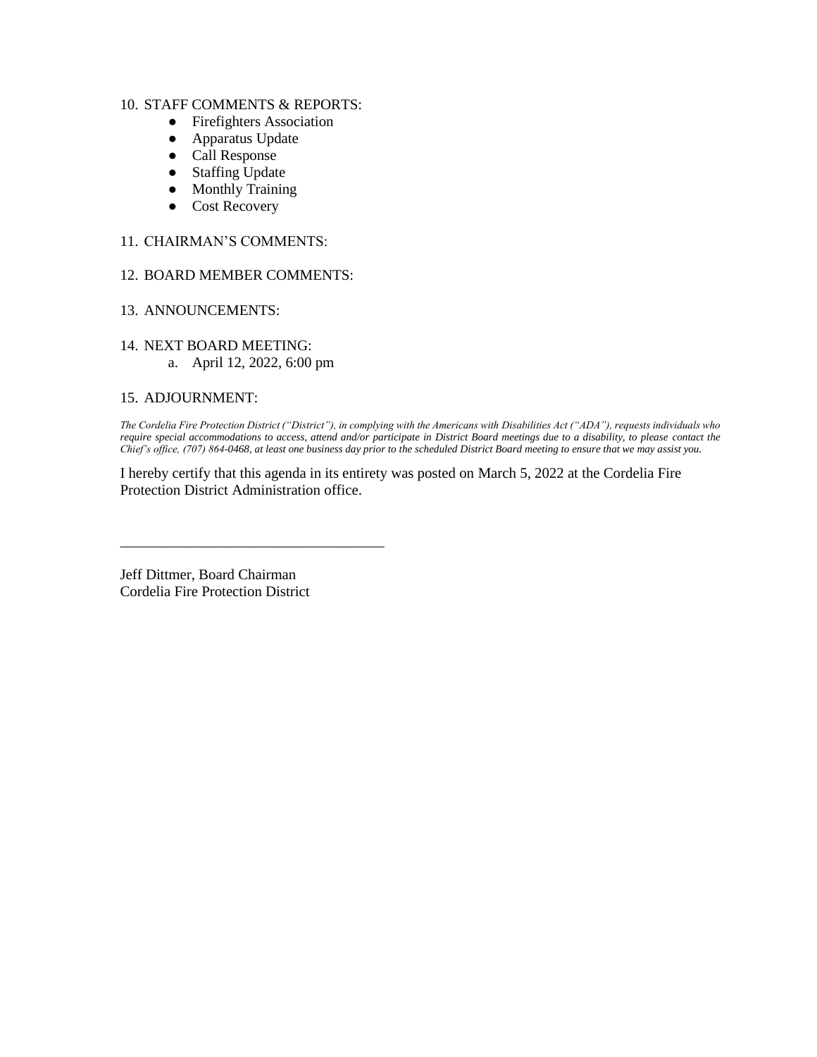10. STAFF COMMENTS & REPORTS:
    - Firefighters Association
    - Apparatus Update
    - Call Response
    - Staffing Update
    - Monthly Training
    - Cost Recovery

11. CHAIRMAN'S COMMENTS:

12. BOARD MEMBER COMMENTS:

13. ANNOUNCEMENTS:

14. NEXT BOARD MEETING:
    a. April 12, 2022, 6:00 pm

15. ADJOURNMENT:

*The Cordelia Fire Protection District ("District"), in complying with the Americans with Disabilities Act ("ADA"), requests individuals who require special accommodations to access, attend and/or participate in District Board meetings due to a disability, to please contact the Chief's office, (707) 864-0468, at least one business day prior to the scheduled District Board meeting to ensure that we may assist you.*

I hereby certify that this agenda in its entirety was posted on March 5, 2022 at the Cordelia Fire Protection District Administration office.

___________________________________

Jeff Dittmer, Board Chairman
Cordelia Fire Protection District